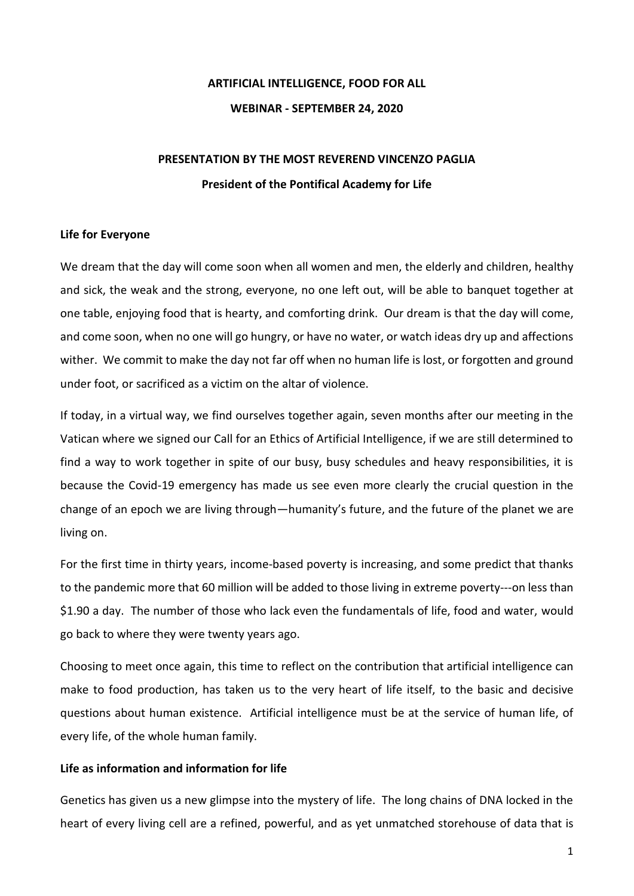**ARTIFICIAL INTELLIGENCE, FOOD FOR ALL**

**WEBINAR - SEPTEMBER 24, 2020**

**PRESENTATION BY THE MOST REVEREND VINCENZO PAGLIA**

**President of the Pontifical Academy for Life**

**Life for Everyone**

We dream that the day will come soon when all women and men, the elderly and children, healthy and sick, the weak and the strong, everyone, no one left out, will be able to banquet together at one table, enjoying food that is hearty, and comforting drink. Our dream is that the day will come, and come soon, when no one will go hungry, or have no water, or watch ideas dry up and affections wither. We commit to make the day not far off when no human life is lost, or forgotten and ground under foot, or sacrificed as a victim on the altar of violence.

If today, in a virtual way, we find ourselves together again, seven months after our meeting in the Vatican where we signed our Call for an Ethics of Artificial Intelligence, if we are still determined to find a way to work together in spite of our busy, busy schedules and heavy responsibilities, it is because the Covid-19 emergency has made us see even more clearly the crucial question in the change of an epoch we are living through—humanity's future, and the future of the planet we are living on.

For the first time in thirty years, income-based poverty is increasing, and some predict that thanks to the pandemic more that 60 million will be added to those living in extreme poverty---on less than $1.90 a day. The number of those who lack even the fundamentals of life, food and water, would go back to where they were twenty years ago.

Choosing to meet once again, this time to reflect on the contribution that artificial intelligence can make to food production, has taken us to the very heart of life itself, to the basic and decisive questions about human existence. Artificial intelligence must be at the service of human life, of every life, of the whole human family.

**Life as information and information for life**

Genetics has given us a new glimpse into the mystery of life. The long chains of DNA locked in the heart of every living cell are a refined, powerful, and as yet unmatched storehouse of data that is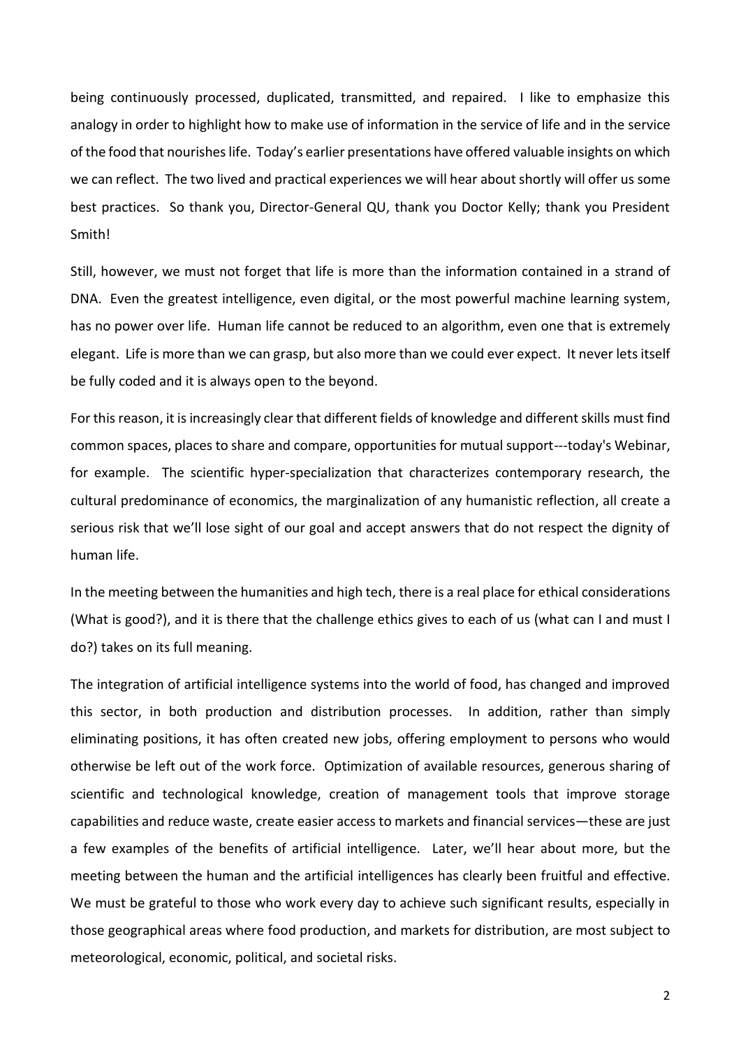being continuously processed, duplicated, transmitted, and repaired. I like to emphasize this analogy in order to highlight how to make use of information in the service of life and in the service of the food that nourishes life. Today's earlier presentations have offered valuable insights on which we can reflect. The two lived and practical experiences we will hear about shortly will offer us some best practices. So thank you, Director-General QU, thank you Doctor Kelly; thank you President Smith!

Still, however, we must not forget that life is more than the information contained in a strand of DNA. Even the greatest intelligence, even digital, or the most powerful machine learning system, has no power over life. Human life cannot be reduced to an algorithm, even one that is extremely elegant. Life is more than we can grasp, but also more than we could ever expect. It never lets itself be fully coded and it is always open to the beyond.

For this reason, it is increasingly clear that different fields of knowledge and different skills must find common spaces, places to share and compare, opportunities for mutual support---today's Webinar, for example. The scientific hyper-specialization that characterizes contemporary research, the cultural predominance of economics, the marginalization of any humanistic reflection, all create a serious risk that we'll lose sight of our goal and accept answers that do not respect the dignity of human life.

In the meeting between the humanities and high tech, there is a real place for ethical considerations (What is good?), and it is there that the challenge ethics gives to each of us (what can I and must I do?) takes on its full meaning.

The integration of artificial intelligence systems into the world of food, has changed and improved this sector, in both production and distribution processes. In addition, rather than simply eliminating positions, it has often created new jobs, offering employment to persons who would otherwise be left out of the work force. Optimization of available resources, generous sharing of scientific and technological knowledge, creation of management tools that improve storage capabilities and reduce waste, create easier access to markets and financial services—these are just a few examples of the benefits of artificial intelligence. Later, we'll hear about more, but the meeting between the human and the artificial intelligences has clearly been fruitful and effective. We must be grateful to those who work every day to achieve such significant results, especially in those geographical areas where food production, and markets for distribution, are most subject to meteorological, economic, political, and societal risks.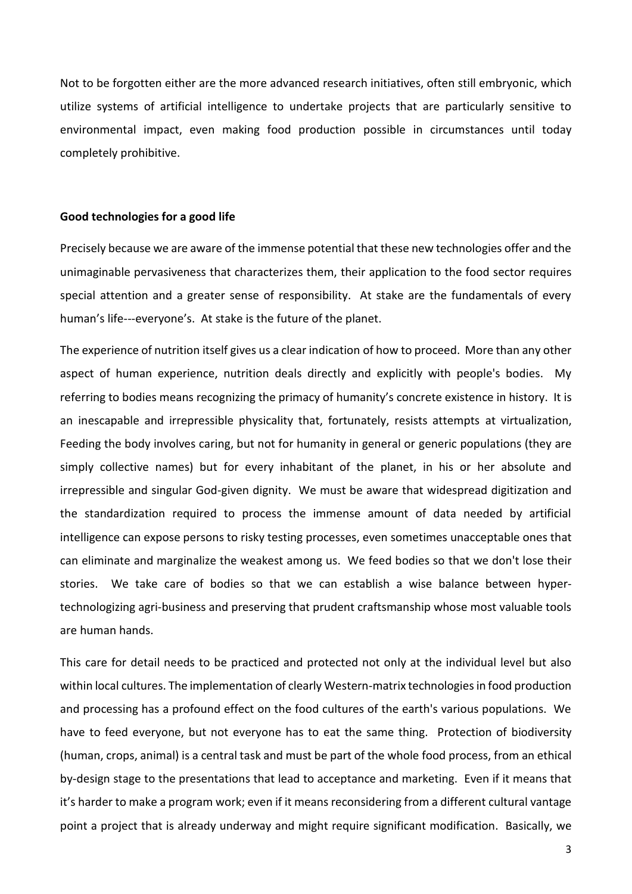Not to be forgotten either are the more advanced research initiatives, often still embryonic, which utilize systems of artificial intelligence to undertake projects that are particularly sensitive to environmental impact, even making food production possible in circumstances until today completely prohibitive.

**Good technologies for a good life**

Precisely because we are aware of the immense potential that these new technologies offer and the unimaginable pervasiveness that characterizes them, their application to the food sector requires special attention and a greater sense of responsibility. At stake are the fundamentals of every human's life---everyone's. At stake is the future of the planet.

The experience of nutrition itself gives us a clear indication of how to proceed. More than any other aspect of human experience, nutrition deals directly and explicitly with people's bodies. My referring to bodies means recognizing the primacy of humanity's concrete existence in history. It is an inescapable and irrepressible physicality that, fortunately, resists attempts at virtualization, Feeding the body involves caring, but not for humanity in general or generic populations (they are simply collective names) but for every inhabitant of the planet, in his or her absolute and irrepressible and singular God-given dignity. We must be aware that widespread digitization and the standardization required to process the immense amount of data needed by artificial intelligence can expose persons to risky testing processes, even sometimes unacceptable ones that can eliminate and marginalize the weakest among us. We feed bodies so that we don't lose their stories. We take care of bodies so that we can establish a wise balance between hyper-technologizing agri-business and preserving that prudent craftsmanship whose most valuable tools are human hands.

This care for detail needs to be practiced and protected not only at the individual level but also within local cultures. The implementation of clearly Western-matrix technologies in food production and processing has a profound effect on the food cultures of the earth's various populations. We have to feed everyone, but not everyone has to eat the same thing. Protection of biodiversity (human, crops, animal) is a central task and must be part of the whole food process, from an ethical by-design stage to the presentations that lead to acceptance and marketing. Even if it means that it's harder to make a program work; even if it means reconsidering from a different cultural vantage point a project that is already underway and might require significant modification. Basically, we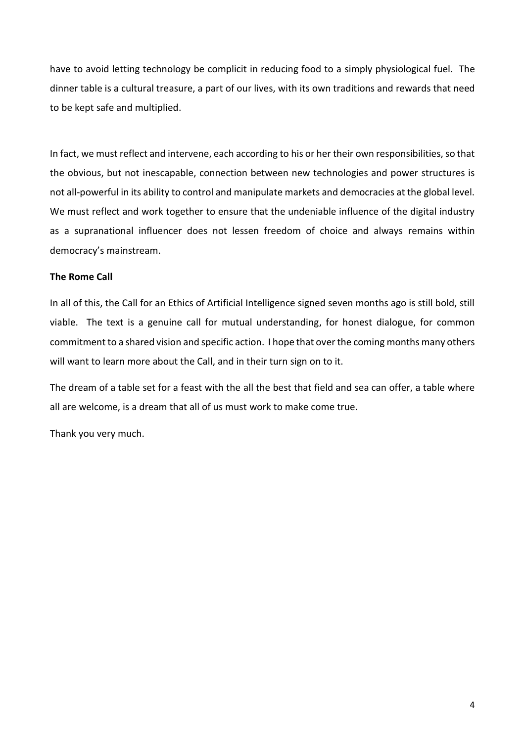have to avoid letting technology be complicit in reducing food to a simply physiological fuel. The dinner table is a cultural treasure, a part of our lives, with its own traditions and rewards that need to be kept safe and multiplied.

In fact, we must reflect and intervene, each according to his or her their own responsibilities, so that the obvious, but not inescapable, connection between new technologies and power structures is not all-powerful in its ability to control and manipulate markets and democracies at the global level. We must reflect and work together to ensure that the undeniable influence of the digital industry as a supranational influencer does not lessen freedom of choice and always remains within democracy's mainstream.

**The Rome Call**

In all of this, the Call for an Ethics of Artificial Intelligence signed seven months ago is still bold, still viable. The text is a genuine call for mutual understanding, for honest dialogue, for common commitment to a shared vision and specific action. I hope that over the coming months many others will want to learn more about the Call, and in their turn sign on to it.

The dream of a table set for a feast with the all the best that field and sea can offer, a table where all are welcome, is a dream that all of us must work to make come true.

Thank you very much.